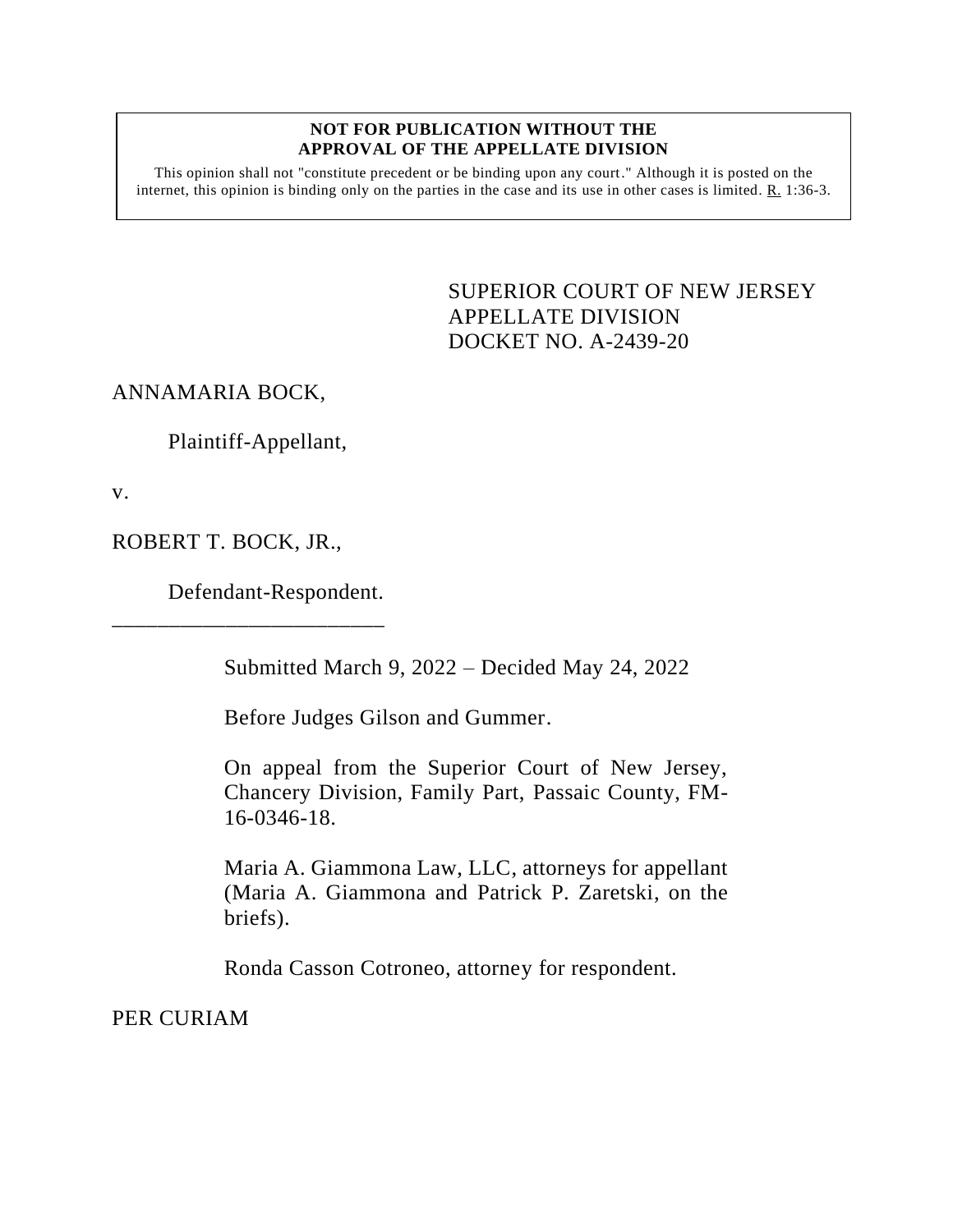**NOT FOR PUBLICATION WITHOUT THE APPROVAL OF THE APPELLATE DIVISION**

This opinion shall not "constitute precedent or be binding upon any court." Although it is posted on the internet, this opinion is binding only on the parties in the case and its use in other cases is limited. R. 1:36-3.

SUPERIOR COURT OF NEW JERSEY
APPELLATE DIVISION
DOCKET NO. A-2439-20

ANNAMARIA BOCK,

Plaintiff-Appellant,

v.

ROBERT T. BOCK, JR.,

Defendant-Respondent.

\_\_\_\_\_\_\_\_\_\_\_\_\_\_\_\_\_\_\_\_\_\_\_\_\_

Submitted March 9, 2022 – Decided May 24, 2022

Before Judges Gilson and Gummer.

On appeal from the Superior Court of New Jersey, Chancery Division, Family Part, Passaic County, FM-16-0346-18.

Maria A. Giammona Law, LLC, attorneys for appellant (Maria A. Giammona and Patrick P. Zaretski, on the briefs).

Ronda Casson Cotroneo, attorney for respondent.

PER CURIAM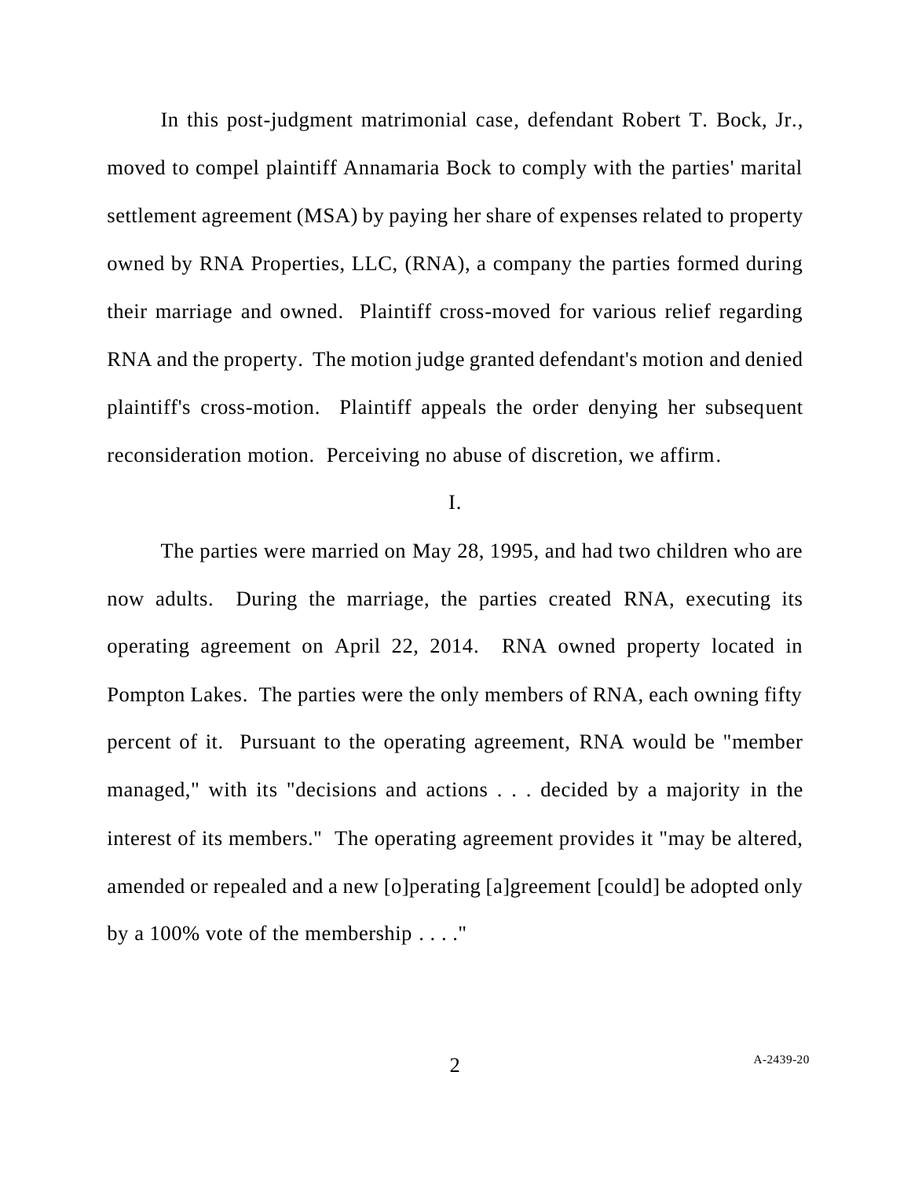In this post-judgment matrimonial case, defendant Robert T. Bock, Jr., moved to compel plaintiff Annamaria Bock to comply with the parties' marital settlement agreement (MSA) by paying her share of expenses related to property owned by RNA Properties, LLC, (RNA), a company the parties formed during their marriage and owned. Plaintiff cross-moved for various relief regarding RNA and the property. The motion judge granted defendant's motion and denied plaintiff's cross-motion. Plaintiff appeals the order denying her subsequent reconsideration motion. Perceiving no abuse of discretion, we affirm.

I.

The parties were married on May 28, 1995, and had two children who are now adults. During the marriage, the parties created RNA, executing its operating agreement on April 22, 2014. RNA owned property located in Pompton Lakes. The parties were the only members of RNA, each owning fifty percent of it. Pursuant to the operating agreement, RNA would be "member managed," with its "decisions and actions . . . decided by a majority in the interest of its members." The operating agreement provides it "may be altered, amended or repealed and a new [o]perating [a]greement [could] be adopted only by a 100% vote of the membership . . . ."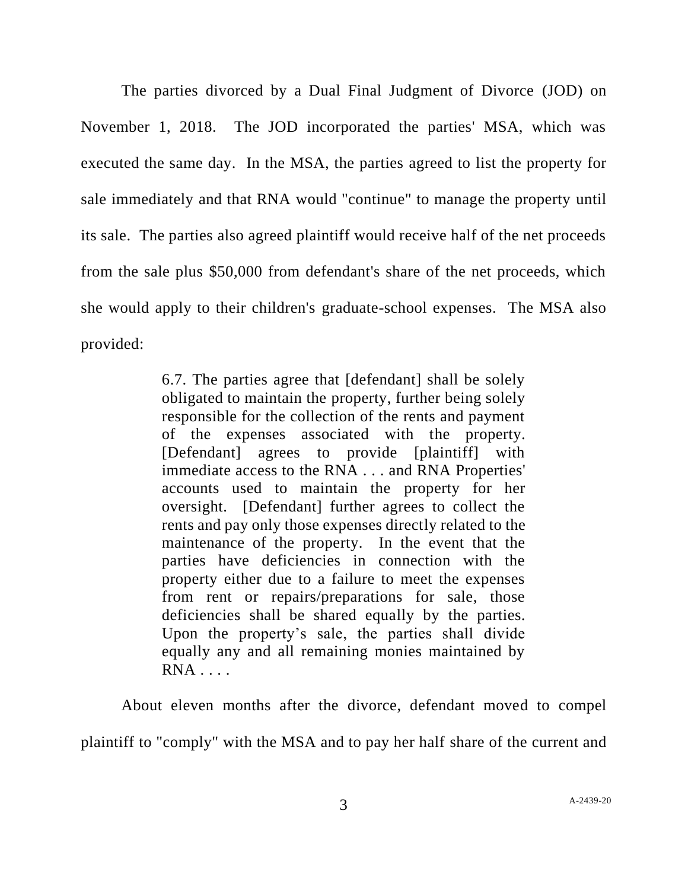The parties divorced by a Dual Final Judgment of Divorce (JOD) on November 1, 2018. The JOD incorporated the parties' MSA, which was executed the same day. In the MSA, the parties agreed to list the property for sale immediately and that RNA would "continue" to manage the property until its sale. The parties also agreed plaintiff would receive half of the net proceeds from the sale plus $50,000 from defendant's share of the net proceeds, which she would apply to their children's graduate-school expenses. The MSA also provided:

> 6.7. The parties agree that [defendant] shall be solely obligated to maintain the property, further being solely responsible for the collection of the rents and payment of the expenses associated with the property. [Defendant] agrees to provide [plaintiff] with immediate access to the RNA . . . and RNA Properties' accounts used to maintain the property for her oversight. [Defendant] further agrees to collect the rents and pay only those expenses directly related to the maintenance of the property. In the event that the parties have deficiencies in connection with the property either due to a failure to meet the expenses from rent or repairs/preparations for sale, those deficiencies shall be shared equally by the parties. Upon the property's sale, the parties shall divide equally any and all remaining monies maintained by RNA . . . .

About eleven months after the divorce, defendant moved to compel plaintiff to "comply" with the MSA and to pay her half share of the current and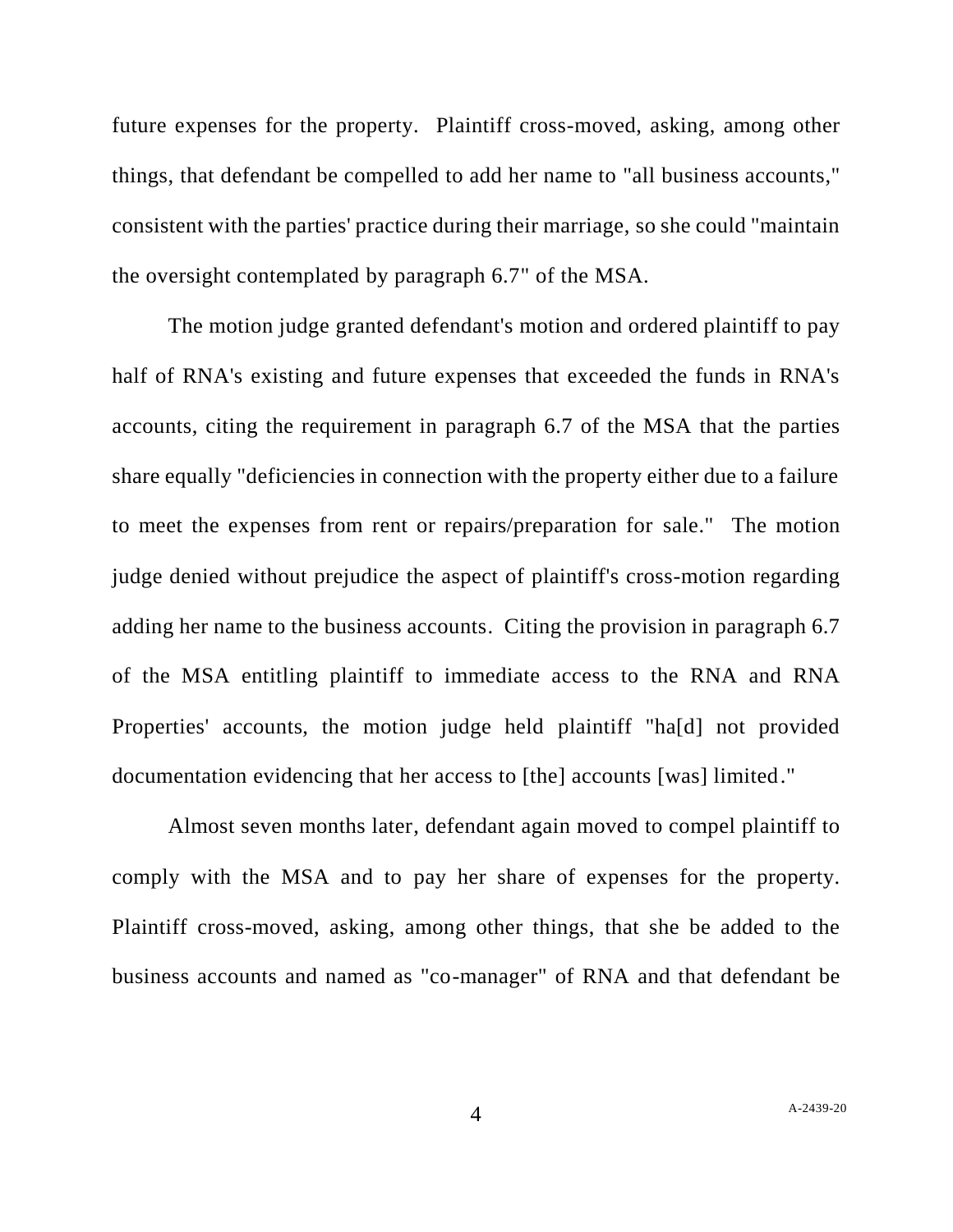future expenses for the property. Plaintiff cross-moved, asking, among other things, that defendant be compelled to add her name to "all business accounts," consistent with the parties' practice during their marriage, so she could "maintain the oversight contemplated by paragraph 6.7" of the MSA.

The motion judge granted defendant's motion and ordered plaintiff to pay half of RNA's existing and future expenses that exceeded the funds in RNA's accounts, citing the requirement in paragraph 6.7 of the MSA that the parties share equally "deficiencies in connection with the property either due to a failure to meet the expenses from rent or repairs/preparation for sale." The motion judge denied without prejudice the aspect of plaintiff's cross-motion regarding adding her name to the business accounts. Citing the provision in paragraph 6.7 of the MSA entitling plaintiff to immediate access to the RNA and RNA Properties' accounts, the motion judge held plaintiff "ha[d] not provided documentation evidencing that her access to [the] accounts [was] limited."

Almost seven months later, defendant again moved to compel plaintiff to comply with the MSA and to pay her share of expenses for the property. Plaintiff cross-moved, asking, among other things, that she be added to the business accounts and named as "co-manager" of RNA and that defendant be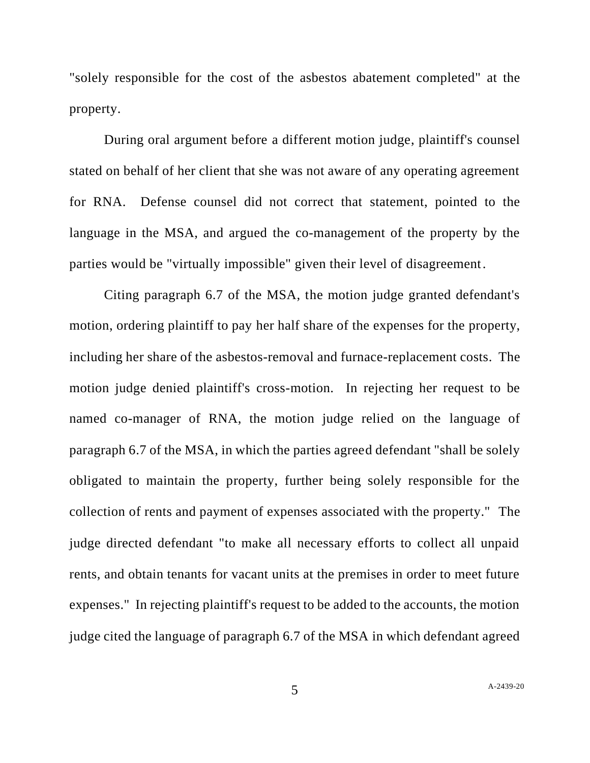"solely responsible for the cost of the asbestos abatement completed" at the property.

During oral argument before a different motion judge, plaintiff's counsel stated on behalf of her client that she was not aware of any operating agreement for RNA. Defense counsel did not correct that statement, pointed to the language in the MSA, and argued the co-management of the property by the parties would be "virtually impossible" given their level of disagreement.

Citing paragraph 6.7 of the MSA, the motion judge granted defendant's motion, ordering plaintiff to pay her half share of the expenses for the property, including her share of the asbestos-removal and furnace-replacement costs. The motion judge denied plaintiff's cross-motion. In rejecting her request to be named co-manager of RNA, the motion judge relied on the language of paragraph 6.7 of the MSA, in which the parties agreed defendant "shall be solely obligated to maintain the property, further being solely responsible for the collection of rents and payment of expenses associated with the property." The judge directed defendant "to make all necessary efforts to collect all unpaid rents, and obtain tenants for vacant units at the premises in order to meet future expenses." In rejecting plaintiff's request to be added to the accounts, the motion judge cited the language of paragraph 6.7 of the MSA in which defendant agreed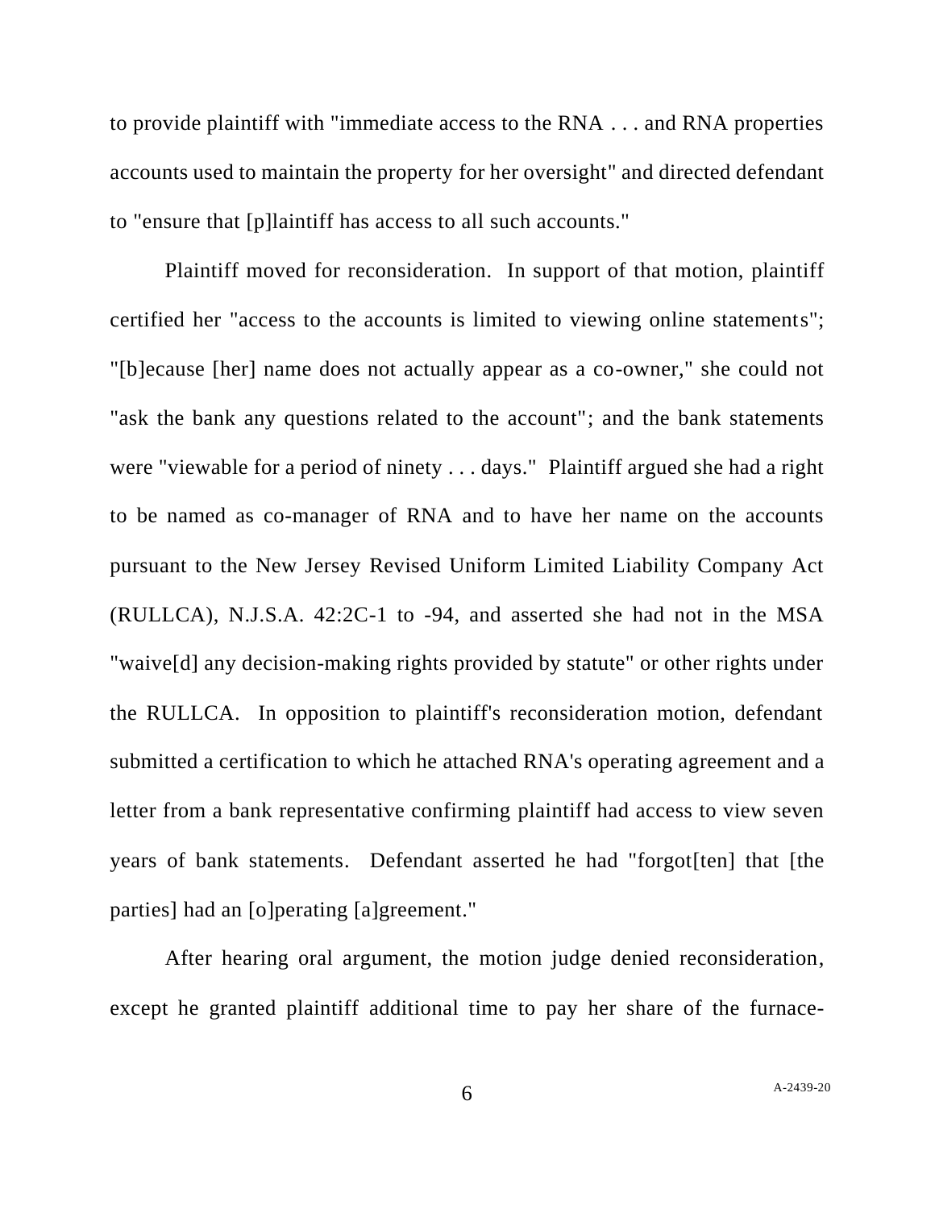to provide plaintiff with "immediate access to the RNA . . . and RNA properties accounts used to maintain the property for her oversight" and directed defendant to "ensure that [p]laintiff has access to all such accounts."

Plaintiff moved for reconsideration. In support of that motion, plaintiff certified her "access to the accounts is limited to viewing online statements"; "[b]ecause [her] name does not actually appear as a co-owner," she could not "ask the bank any questions related to the account"; and the bank statements were "viewable for a period of ninety . . . days." Plaintiff argued she had a right to be named as co-manager of RNA and to have her name on the accounts pursuant to the New Jersey Revised Uniform Limited Liability Company Act (RULLCA), N.J.S.A. 42:2C-1 to -94, and asserted she had not in the MSA "waive[d] any decision-making rights provided by statute" or other rights under the RULLCA. In opposition to plaintiff's reconsideration motion, defendant submitted a certification to which he attached RNA's operating agreement and a letter from a bank representative confirming plaintiff had access to view seven years of bank statements. Defendant asserted he had "forgot[ten] that [the parties] had an [o]perating [a]greement."

After hearing oral argument, the motion judge denied reconsideration, except he granted plaintiff additional time to pay her share of the furnace-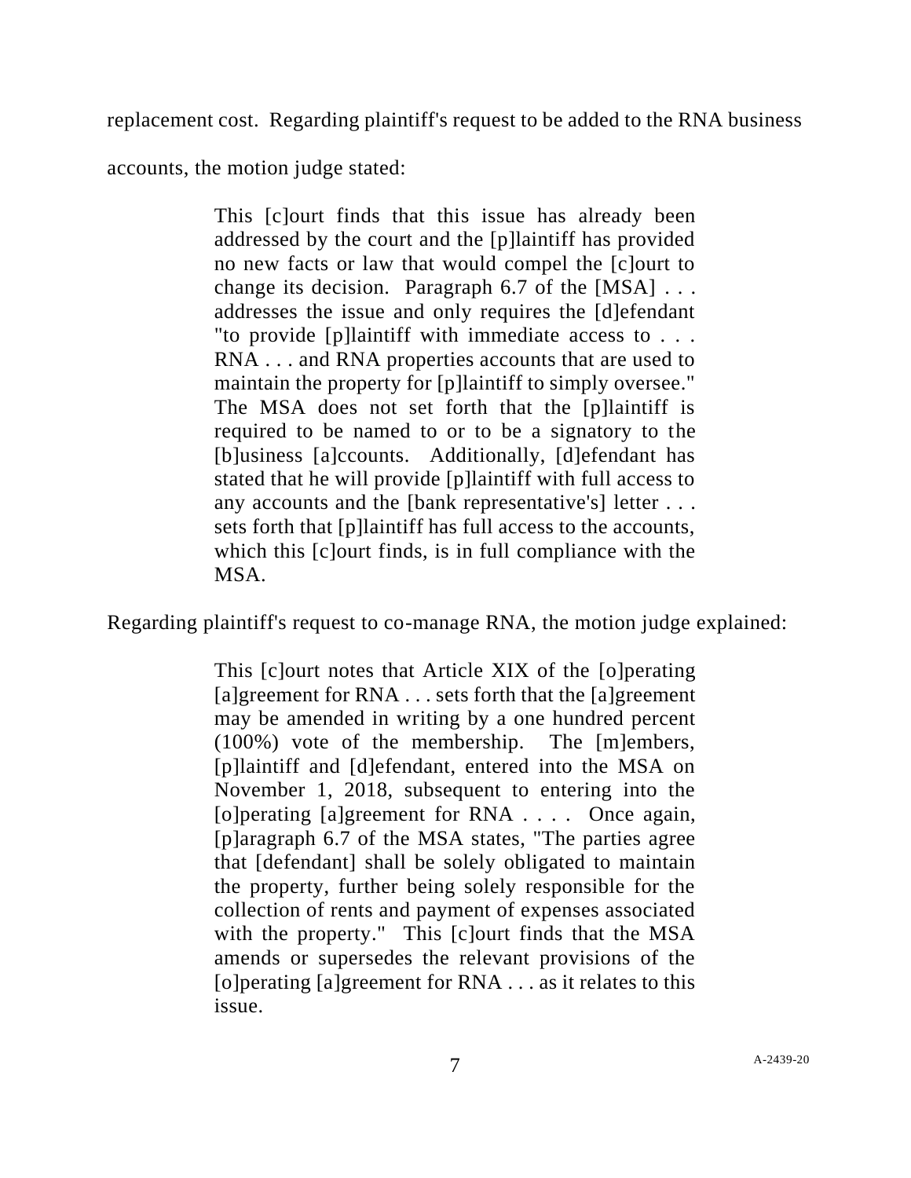replacement cost. Regarding plaintiff's request to be added to the RNA business accounts, the motion judge stated:

> This [c]ourt finds that this issue has already been addressed by the court and the [p]laintiff has provided no new facts or law that would compel the [c]ourt to change its decision. Paragraph 6.7 of the [MSA] . . . addresses the issue and only requires the [d]efendant "to provide [p]laintiff with immediate access to . . . RNA . . . and RNA properties accounts that are used to maintain the property for [p]laintiff to simply oversee." The MSA does not set forth that the [p]laintiff is required to be named to or to be a signatory to the [b]usiness [a]ccounts. Additionally, [d]efendant has stated that he will provide [p]laintiff with full access to any accounts and the [bank representative's] letter . . . sets forth that [p]laintiff has full access to the accounts, which this [c]ourt finds, is in full compliance with the MSA.

Regarding plaintiff's request to co-manage RNA, the motion judge explained:

> This [c]ourt notes that Article XIX of the [o]perating [a]greement for RNA . . . sets forth that the [a]greement may be amended in writing by a one hundred percent (100%) vote of the membership. The [m]embers, [p]laintiff and [d]efendant, entered into the MSA on November 1, 2018, subsequent to entering into the [o]perating [a]greement for RNA . . . . Once again, [p]aragraph 6.7 of the MSA states, "The parties agree that [defendant] shall be solely obligated to maintain the property, further being solely responsible for the collection of rents and payment of expenses associated with the property." This [c]ourt finds that the MSA amends or supersedes the relevant provisions of the [o]perating [a]greement for RNA . . . as it relates to this issue.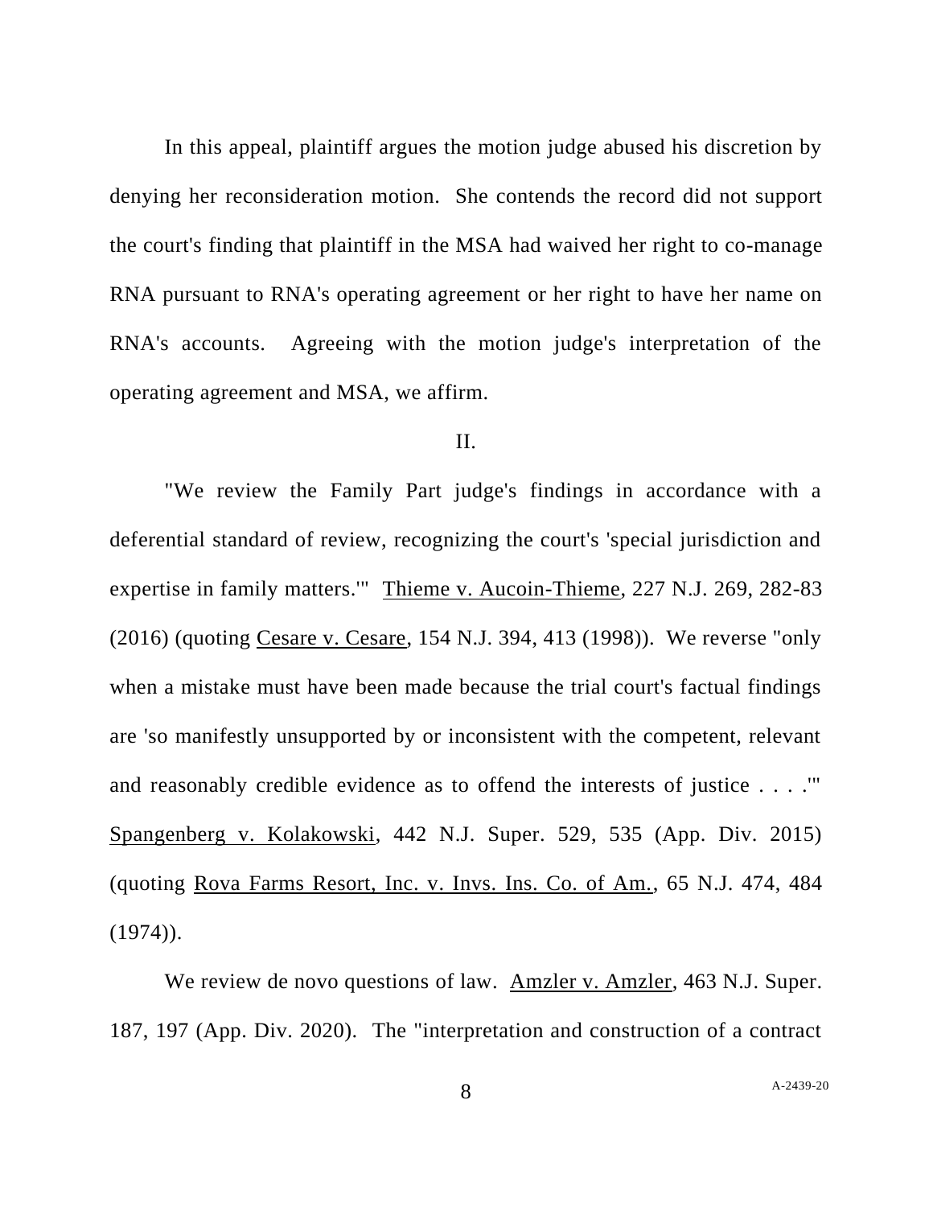In this appeal, plaintiff argues the motion judge abused his discretion by denying her reconsideration motion. She contends the record did not support the court's finding that plaintiff in the MSA had waived her right to co-manage RNA pursuant to RNA's operating agreement or her right to have her name on RNA's accounts. Agreeing with the motion judge's interpretation of the operating agreement and MSA, we affirm.

II.

"We review the Family Part judge's findings in accordance with a deferential standard of review, recognizing the court's 'special jurisdiction and expertise in family matters.'" Thieme v. Aucoin-Thieme, 227 N.J. 269, 282-83 (2016) (quoting Cesare v. Cesare, 154 N.J. 394, 413 (1998)). We reverse "only when a mistake must have been made because the trial court's factual findings are 'so manifestly unsupported by or inconsistent with the competent, relevant and reasonably credible evidence as to offend the interests of justice . . . .'" Spangenberg v. Kolakowski, 442 N.J. Super. 529, 535 (App. Div. 2015) (quoting Rova Farms Resort, Inc. v. Invs. Ins. Co. of Am., 65 N.J. 474, 484 (1974)).

We review de novo questions of law. Amzler v. Amzler, 463 N.J. Super. 187, 197 (App. Div. 2020). The "interpretation and construction of a contract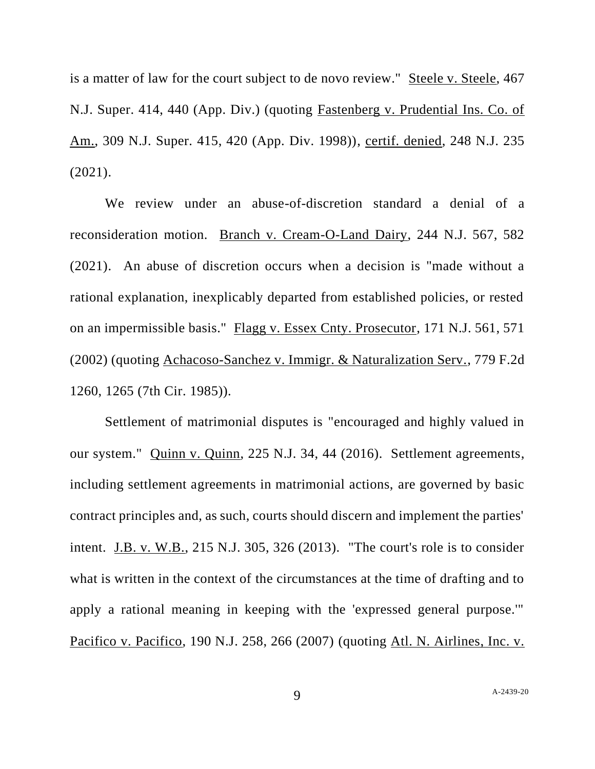is a matter of law for the court subject to de novo review." Steele v. Steele, 467 N.J. Super. 414, 440 (App. Div.) (quoting Fastenberg v. Prudential Ins. Co. of Am., 309 N.J. Super. 415, 420 (App. Div. 1998)), certif. denied, 248 N.J. 235 (2021).

We review under an abuse-of-discretion standard a denial of a reconsideration motion. Branch v. Cream-O-Land Dairy, 244 N.J. 567, 582 (2021). An abuse of discretion occurs when a decision is "made without a rational explanation, inexplicably departed from established policies, or rested on an impermissible basis." Flagg v. Essex Cnty. Prosecutor, 171 N.J. 561, 571 (2002) (quoting Achacoso-Sanchez v. Immigr. & Naturalization Serv., 779 F.2d 1260, 1265 (7th Cir. 1985)).

Settlement of matrimonial disputes is "encouraged and highly valued in our system." Quinn v. Quinn, 225 N.J. 34, 44 (2016). Settlement agreements, including settlement agreements in matrimonial actions, are governed by basic contract principles and, as such, courts should discern and implement the parties' intent. J.B. v. W.B., 215 N.J. 305, 326 (2013). "The court's role is to consider what is written in the context of the circumstances at the time of drafting and to apply a rational meaning in keeping with the 'expressed general purpose.'" Pacifico v. Pacifico, 190 N.J. 258, 266 (2007) (quoting Atl. N. Airlines, Inc. v.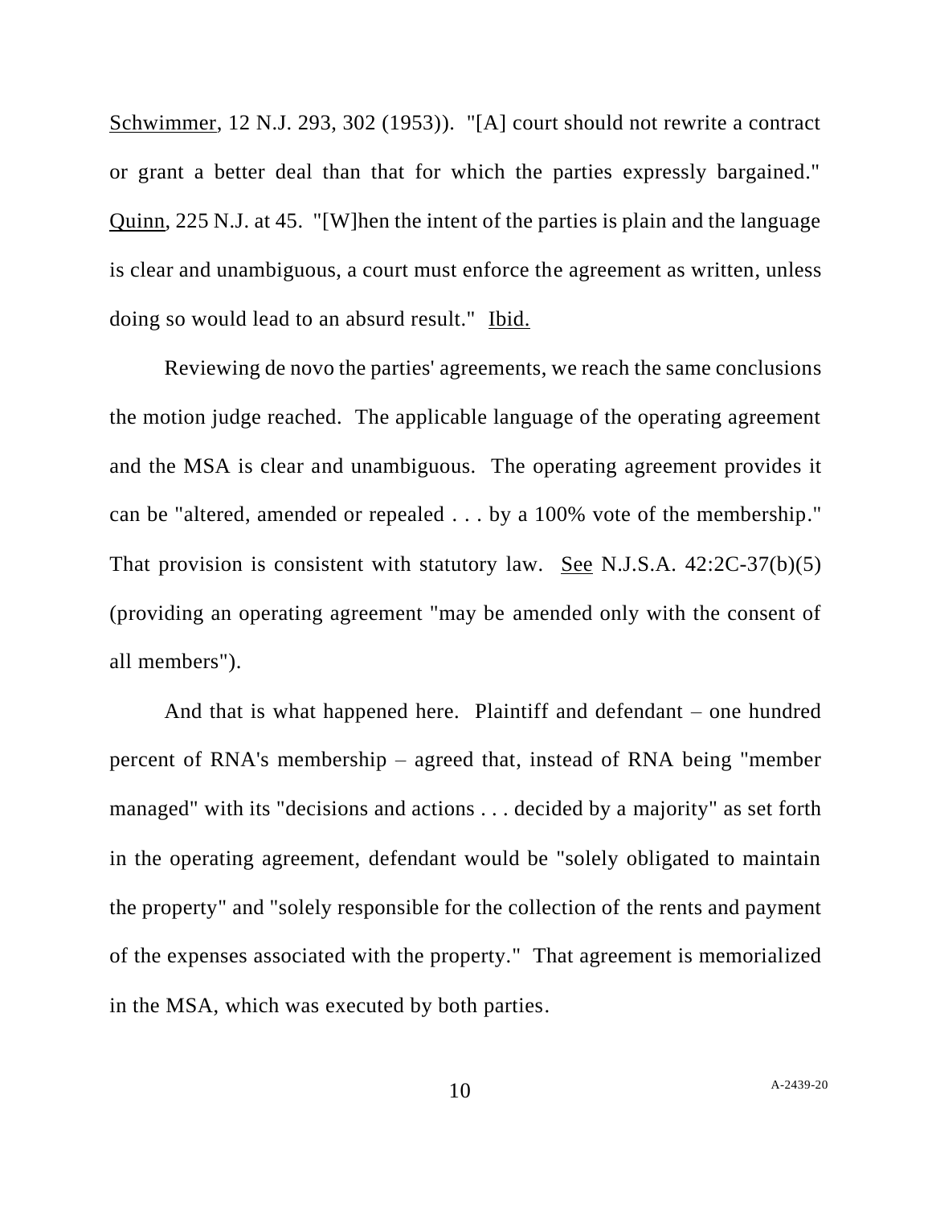Schwimmer, 12 N.J. 293, 302 (1953)). "[A] court should not rewrite a contract or grant a better deal than that for which the parties expressly bargained." Quinn, 225 N.J. at 45. "[W]hen the intent of the parties is plain and the language is clear and unambiguous, a court must enforce the agreement as written, unless doing so would lead to an absurd result." Ibid.

Reviewing de novo the parties' agreements, we reach the same conclusions the motion judge reached. The applicable language of the operating agreement and the MSA is clear and unambiguous. The operating agreement provides it can be "altered, amended or repealed . . . by a 100% vote of the membership." That provision is consistent with statutory law. See N.J.S.A. 42:2C-37(b)(5) (providing an operating agreement "may be amended only with the consent of all members").

And that is what happened here. Plaintiff and defendant – one hundred percent of RNA's membership – agreed that, instead of RNA being "member managed" with its "decisions and actions . . . decided by a majority" as set forth in the operating agreement, defendant would be "solely obligated to maintain the property" and "solely responsible for the collection of the rents and payment of the expenses associated with the property." That agreement is memorialized in the MSA, which was executed by both parties.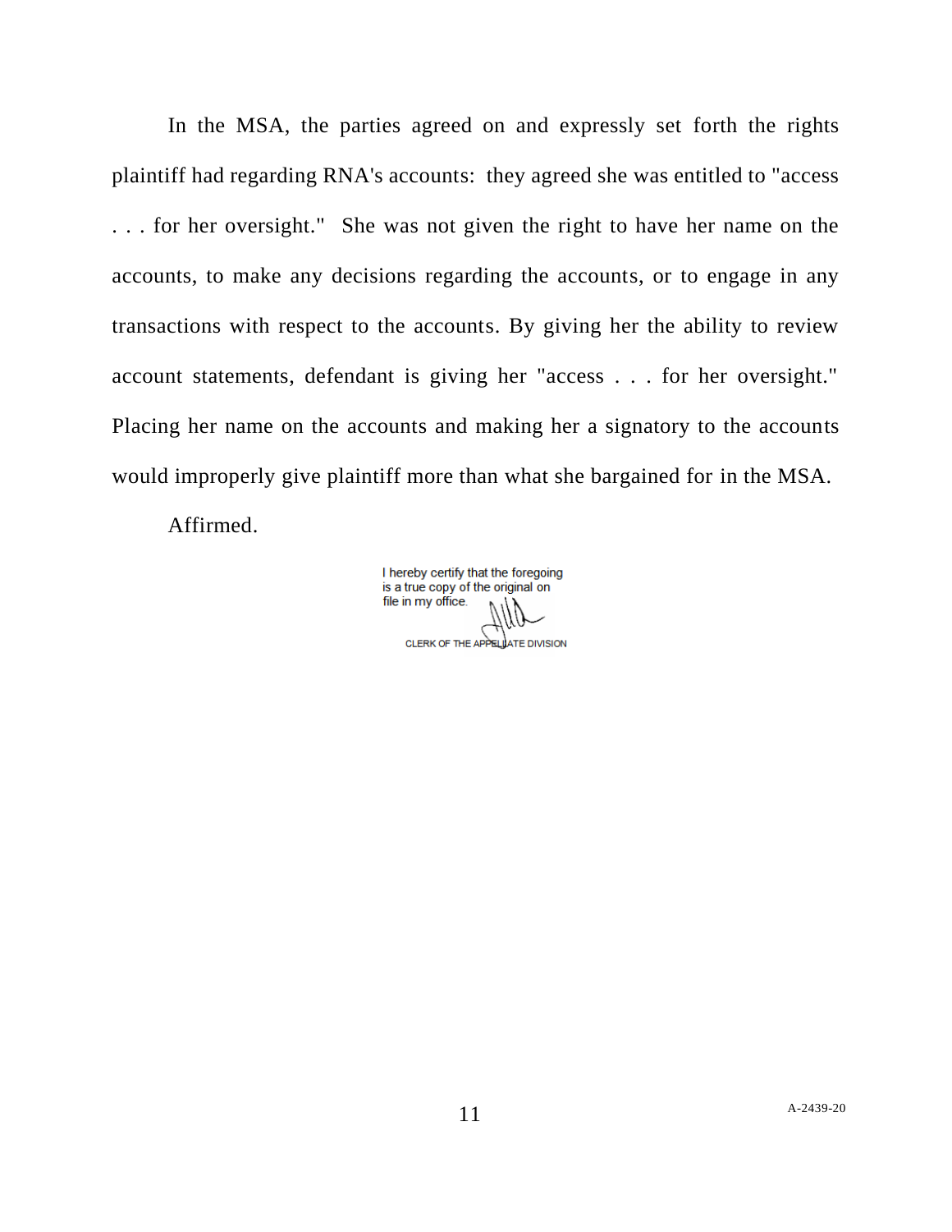In the MSA, the parties agreed on and expressly set forth the rights plaintiff had regarding RNA's accounts: they agreed she was entitled to "access . . . for her oversight." She was not given the right to have her name on the accounts, to make any decisions regarding the accounts, or to engage in any transactions with respect to the accounts. By giving her the ability to review account statements, defendant is giving her "access . . . for her oversight." Placing her name on the accounts and making her a signatory to the accounts would improperly give plaintiff more than what she bargained for in the MSA.

Affirmed.

I hereby certify that the foregoing is a true copy of the original on file in my office.

CLERK OF THE APPELLATE DIVISION